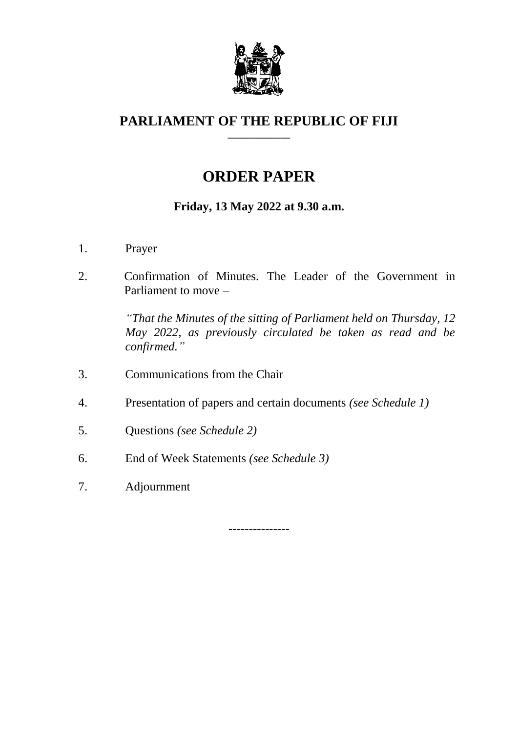# PARLIAMENT OF THE REPUBLIC OF FIJI

---

## ORDER PAPER

**Friday, 13 May 2022 at 9.30 a.m.**

1. Prayer

2. Confirmation of Minutes. The Leader of the Government in Parliament to move –

   *"That the Minutes of the sitting of Parliament held on Thursday, 12 May 2022, as previously circulated be taken as read and be confirmed."*

3. Communications from the Chair

4. Presentation of papers and certain documents *(see Schedule 1)*

5. Questions *(see Schedule 2)*

6. End of Week Statements *(see Schedule 3)*

7. Adjournment

---------------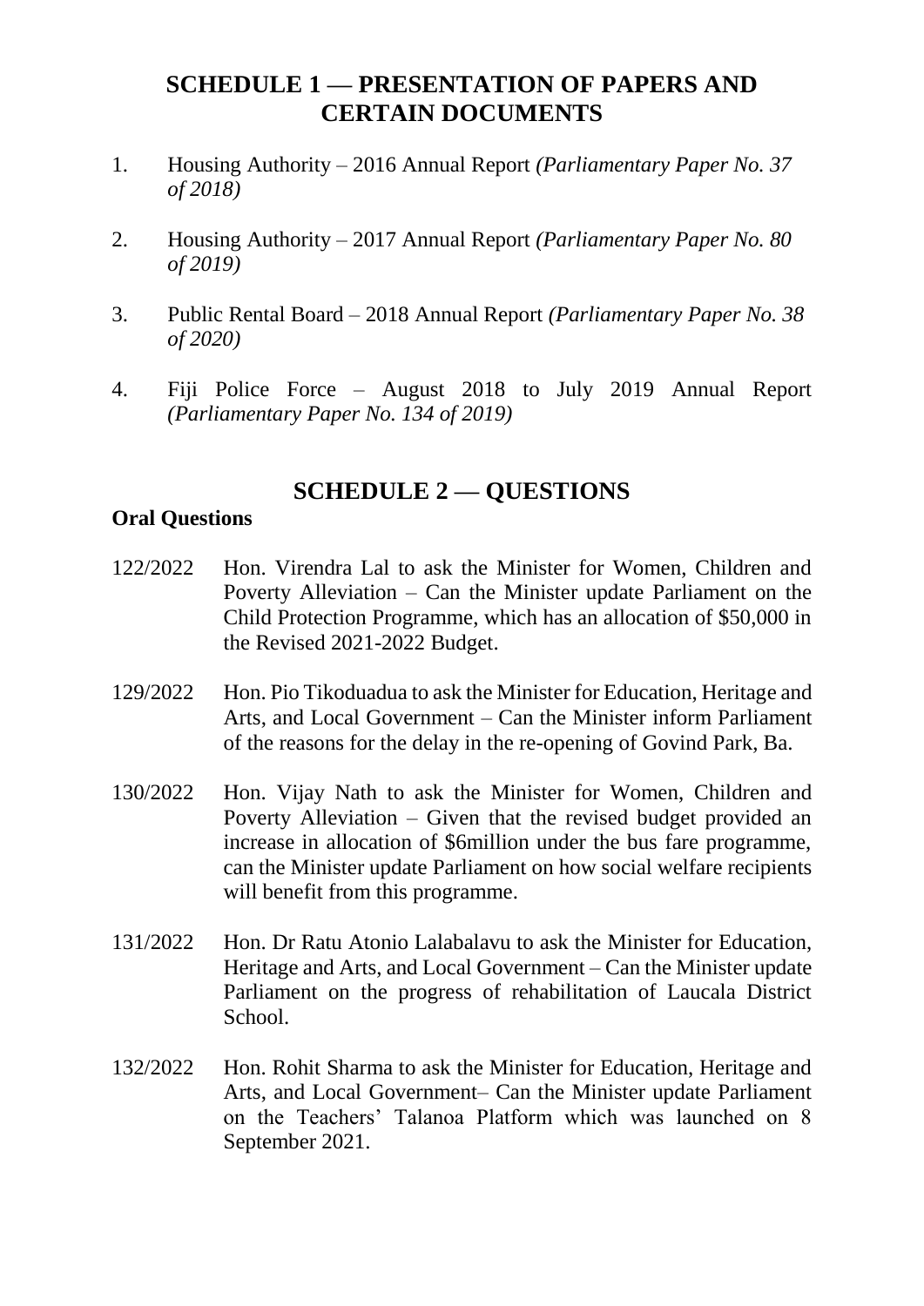## SCHEDULE 1 — PRESENTATION OF PAPERS AND CERTAIN DOCUMENTS

1. Housing Authority – 2016 Annual Report *(Parliamentary Paper No. 37 of 2018)*

2. Housing Authority – 2017 Annual Report *(Parliamentary Paper No. 80 of 2019)*

3. Public Rental Board – 2018 Annual Report *(Parliamentary Paper No. 38 of 2020)*

4. Fiji Police Force – August 2018 to July 2019 Annual Report *(Parliamentary Paper No. 134 of 2019)*

## SCHEDULE 2 — QUESTIONS

**Oral Questions**

122/2022 Hon. Virendra Lal to ask the Minister for Women, Children and Poverty Alleviation – Can the Minister update Parliament on the Child Protection Programme, which has an allocation of $50,000 in the Revised 2021-2022 Budget.

129/2022 Hon. Pio Tikoduadua to ask the Minister for Education, Heritage and Arts, and Local Government – Can the Minister inform Parliament of the reasons for the delay in the re-opening of Govind Park, Ba.

130/2022 Hon. Vijay Nath to ask the Minister for Women, Children and Poverty Alleviation – Given that the revised budget provided an increase in allocation of $6million under the bus fare programme, can the Minister update Parliament on how social welfare recipients will benefit from this programme.

131/2022 Hon. Dr Ratu Atonio Lalabalavu to ask the Minister for Education, Heritage and Arts, and Local Government – Can the Minister update Parliament on the progress of rehabilitation of Laucala District School.

132/2022 Hon. Rohit Sharma to ask the Minister for Education, Heritage and Arts, and Local Government– Can the Minister update Parliament on the Teachers' Talanoa Platform which was launched on 8 September 2021.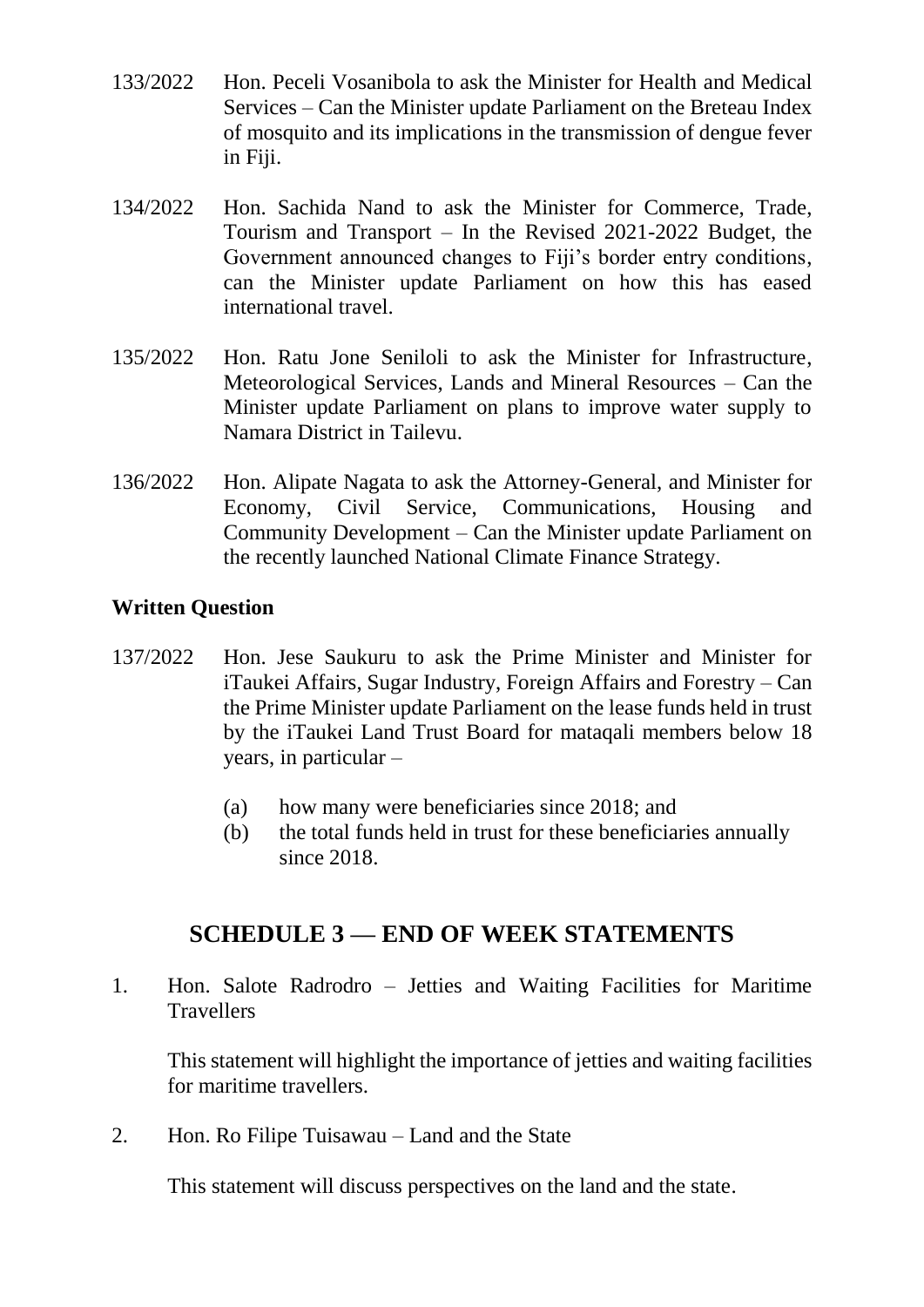133/2022 Hon. Peceli Vosanibola to ask the Minister for Health and Medical Services – Can the Minister update Parliament on the Breteau Index of mosquito and its implications in the transmission of dengue fever in Fiji.

134/2022 Hon. Sachida Nand to ask the Minister for Commerce, Trade, Tourism and Transport – In the Revised 2021-2022 Budget, the Government announced changes to Fiji's border entry conditions, can the Minister update Parliament on how this has eased international travel.

135/2022 Hon. Ratu Jone Seniloli to ask the Minister for Infrastructure, Meteorological Services, Lands and Mineral Resources – Can the Minister update Parliament on plans to improve water supply to Namara District in Tailevu.

136/2022 Hon. Alipate Nagata to ask the Attorney-General, and Minister for Economy, Civil Service, Communications, Housing and Community Development – Can the Minister update Parliament on the recently launched National Climate Finance Strategy.

**Written Question**

137/2022 Hon. Jese Saukuru to ask the Prime Minister and Minister for iTaukei Affairs, Sugar Industry, Foreign Affairs and Forestry – Can the Prime Minister update Parliament on the lease funds held in trust by the iTaukei Land Trust Board for mataqali members below 18 years, in particular –

(a) how many were beneficiaries since 2018; and
(b) the total funds held in trust for these beneficiaries annually since 2018.

## SCHEDULE 3 — END OF WEEK STATEMENTS

1. Hon. Salote Radrodro – Jetties and Waiting Facilities for Maritime Travellers

   This statement will highlight the importance of jetties and waiting facilities for maritime travellers.

2. Hon. Ro Filipe Tuisawau – Land and the State

   This statement will discuss perspectives on the land and the state.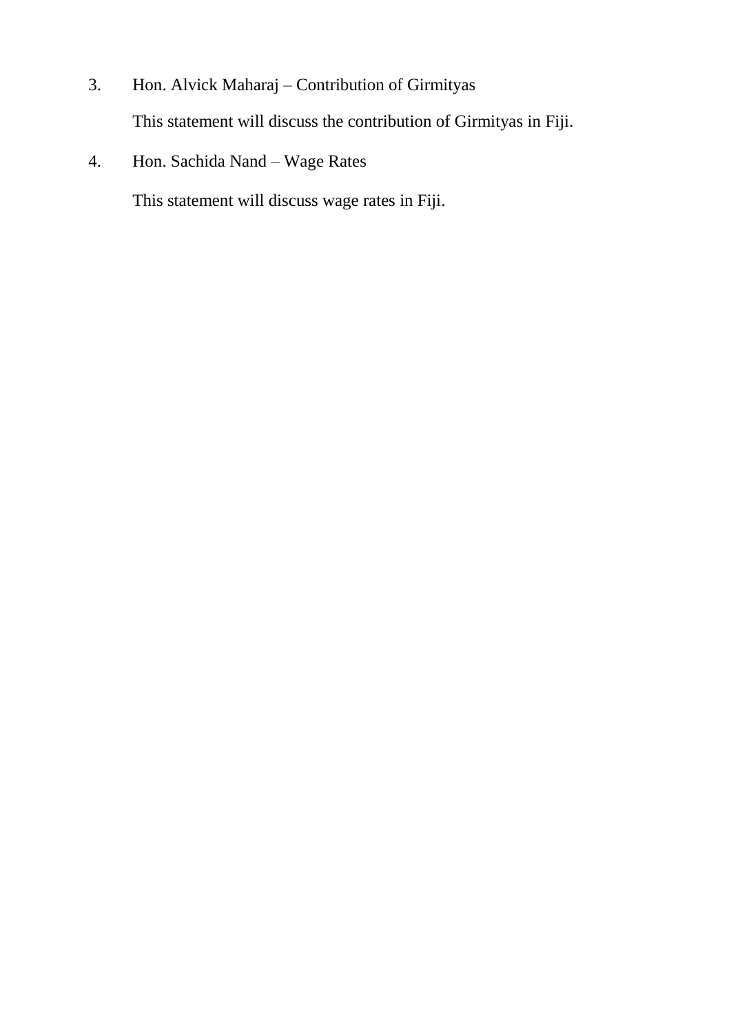3. Hon. Alvick Maharaj – Contribution of Girmityas

   This statement will discuss the contribution of Girmityas in Fiji.

4. Hon. Sachida Nand – Wage Rates

   This statement will discuss wage rates in Fiji.